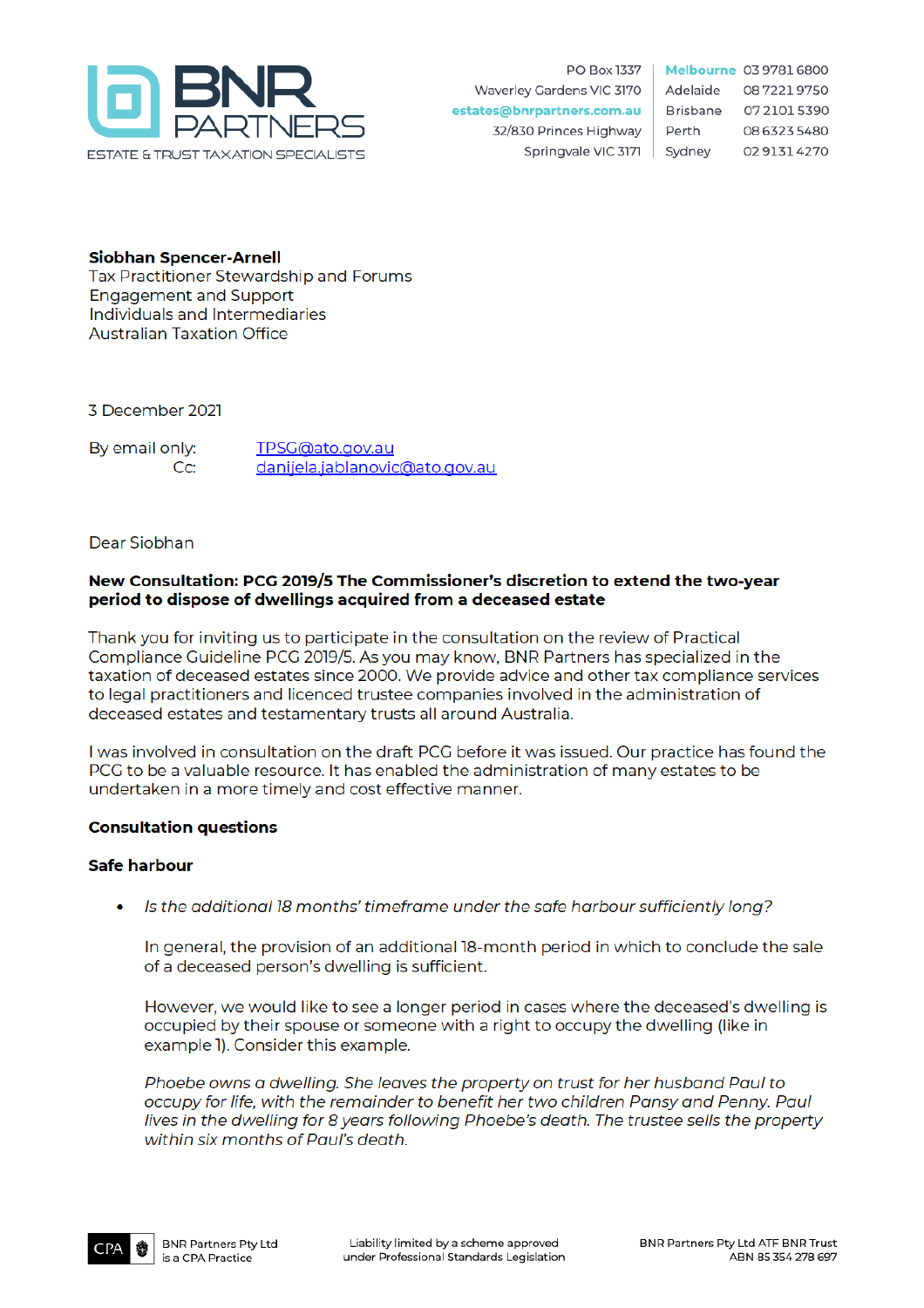BNR PARTNERS
ESTATE & TRUST TAXATION SPECIALISTS

PO Box 1337
Waverley Gardens VIC 3170
estates@bnrpartners.com.au
32/830 Princes Highway
Springvale VIC 3171

| | |
|---|---|
| **Melbourne** | 03 9781 6800 |
| Adelaide | 08 7221 9750 |
| Brisbane | 07 2101 5390 |
| Perth | 08 6323 5480 |
| Sydney | 02 9131 4270 |

**Siobhan Spencer-Arnell**
Tax Practitioner Stewardship and Forums
Engagement and Support
Individuals and Intermediaries
Australian Taxation Office

3 December 2021

By email only: TPSG@ato.gov.au
Cc: danijela.jablanovic@ato.gov.au

Dear Siobhan

**New Consultation: PCG 2019/5 The Commissioner's discretion to extend the two-year period to dispose of dwellings acquired from a deceased estate**

Thank you for inviting us to participate in the consultation on the review of Practical Compliance Guideline PCG 2019/5. As you may know, BNR Partners has specialized in the taxation of deceased estates since 2000. We provide advice and other tax compliance services to legal practitioners and licenced trustee companies involved in the administration of deceased estates and testamentary trusts all around Australia.

I was involved in consultation on the draft PCG before it was issued. Our practice has found the PCG to be a valuable resource. It has enabled the administration of many estates to be undertaken in a more timely and cost effective manner.

**Consultation questions**

**Safe harbour**

- *Is the additional 18 months' timeframe under the safe harbour sufficiently long?*

  In general, the provision of an additional 18-month period in which to conclude the sale of a deceased person's dwelling is sufficient.

  However, we would like to see a longer period in cases where the deceased's dwelling is occupied by their spouse or someone with a right to occupy the dwelling (like in example 1). Consider this example.

  *Phoebe owns a dwelling. She leaves the property on trust for her husband Paul to occupy for life, with the remainder to benefit her two children Pansy and Penny. Paul lives in the dwelling for 8 years following Phoebe's death. The trustee sells the property within six months of Paul's death.*

BNR Partners Pty Ltd is a CPA Practice

Liability limited by a scheme approved under Professional Standards Legislation

BNR Partners Pty Ltd ATF BNR Trust
ABN 85 354 278 697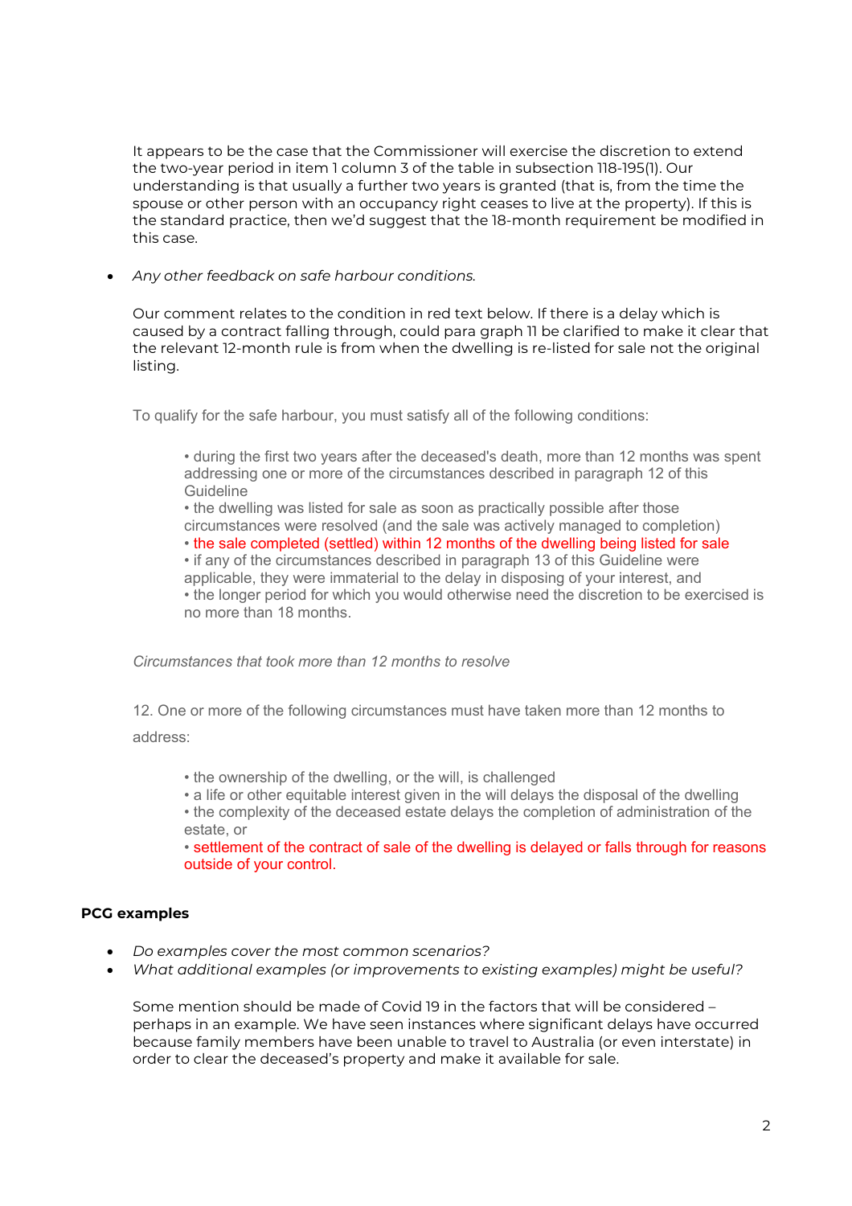It appears to be the case that the Commissioner will exercise the discretion to extend the two-year period in item 1 column 3 of the table in subsection 118-195(1). Our understanding is that usually a further two years is granted (that is, from the time the spouse or other person with an occupancy right ceases to live at the property). If this is the standard practice, then we'd suggest that the 18-month requirement be modified in this case.

- *Any other feedback on safe harbour conditions.*

  Our comment relates to the condition in red text below. If there is a delay which is caused by a contract falling through, could para graph 11 be clarified to make it clear that the relevant 12-month rule is from when the dwelling is re-listed for sale not the original listing.

  To qualify for the safe harbour, you must satisfy all of the following conditions:

  - during the first two years after the deceased's death, more than 12 months was spent addressing one or more of the circumstances described in paragraph 12 of this Guideline
  - the dwelling was listed for sale as soon as practically possible after those circumstances were resolved (and the sale was actively managed to completion)
  - the sale completed (settled) within 12 months of the dwelling being listed for sale
  - if any of the circumstances described in paragraph 13 of this Guideline were applicable, they were immaterial to the delay in disposing of your interest, and
  - the longer period for which you would otherwise need the discretion to be exercised is no more than 18 months.

  *Circumstances that took more than 12 months to resolve*

  12. One or more of the following circumstances must have taken more than 12 months to address:

  - the ownership of the dwelling, or the will, is challenged
  - a life or other equitable interest given in the will delays the disposal of the dwelling
  - the complexity of the deceased estate delays the completion of administration of the estate, or
  - settlement of the contract of sale of the dwelling is delayed or falls through for reasons outside of your control.

**PCG examples**

- *Do examples cover the most common scenarios?*
- *What additional examples (or improvements to existing examples) might be useful?*

  Some mention should be made of Covid 19 in the factors that will be considered – perhaps in an example. We have seen instances where significant delays have occurred because family members have been unable to travel to Australia (or even interstate) in order to clear the deceased's property and make it available for sale.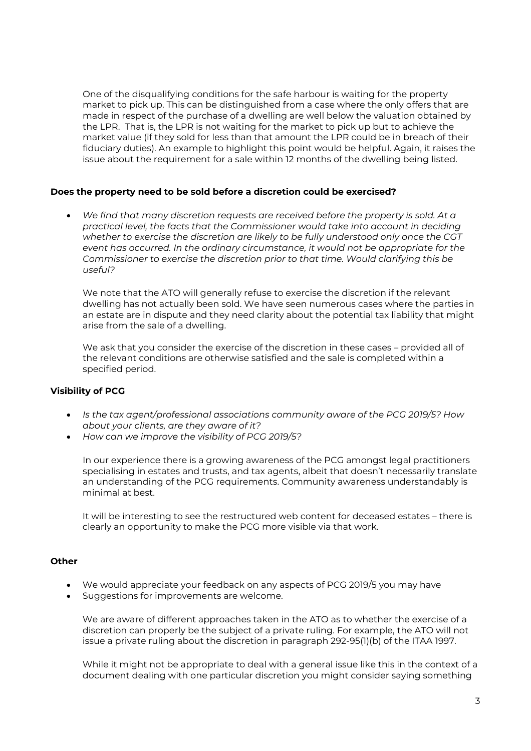One of the disqualifying conditions for the safe harbour is waiting for the property market to pick up. This can be distinguished from a case where the only offers that are made in respect of the purchase of a dwelling are well below the valuation obtained by the LPR. That is, the LPR is not waiting for the market to pick up but to achieve the market value (if they sold for less than that amount the LPR could be in breach of their fiduciary duties). An example to highlight this point would be helpful. Again, it raises the issue about the requirement for a sale within 12 months of the dwelling being listed.

**Does the property need to be sold before a discretion could be exercised?**

- *We find that many discretion requests are received before the property is sold. At a practical level, the facts that the Commissioner would take into account in deciding whether to exercise the discretion are likely to be fully understood only once the CGT event has occurred. In the ordinary circumstance, it would not be appropriate for the Commissioner to exercise the discretion prior to that time. Would clarifying this be useful?*

  We note that the ATO will generally refuse to exercise the discretion if the relevant dwelling has not actually been sold. We have seen numerous cases where the parties in an estate are in dispute and they need clarity about the potential tax liability that might arise from the sale of a dwelling.

  We ask that you consider the exercise of the discretion in these cases – provided all of the relevant conditions are otherwise satisfied and the sale is completed within a specified period.

**Visibility of PCG**

- *Is the tax agent/professional associations community aware of the PCG 2019/5? How about your clients, are they aware of it?*
- *How can we improve the visibility of PCG 2019/5?*

  In our experience there is a growing awareness of the PCG amongst legal practitioners specialising in estates and trusts, and tax agents, albeit that doesn't necessarily translate an understanding of the PCG requirements. Community awareness understandably is minimal at best.

  It will be interesting to see the restructured web content for deceased estates – there is clearly an opportunity to make the PCG more visible via that work.

**Other**

- We would appreciate your feedback on any aspects of PCG 2019/5 you may have
- Suggestions for improvements are welcome.

  We are aware of different approaches taken in the ATO as to whether the exercise of a discretion can properly be the subject of a private ruling. For example, the ATO will not issue a private ruling about the discretion in paragraph 292-95(1)(b) of the ITAA 1997.

  While it might not be appropriate to deal with a general issue like this in the context of a document dealing with one particular discretion you might consider saying something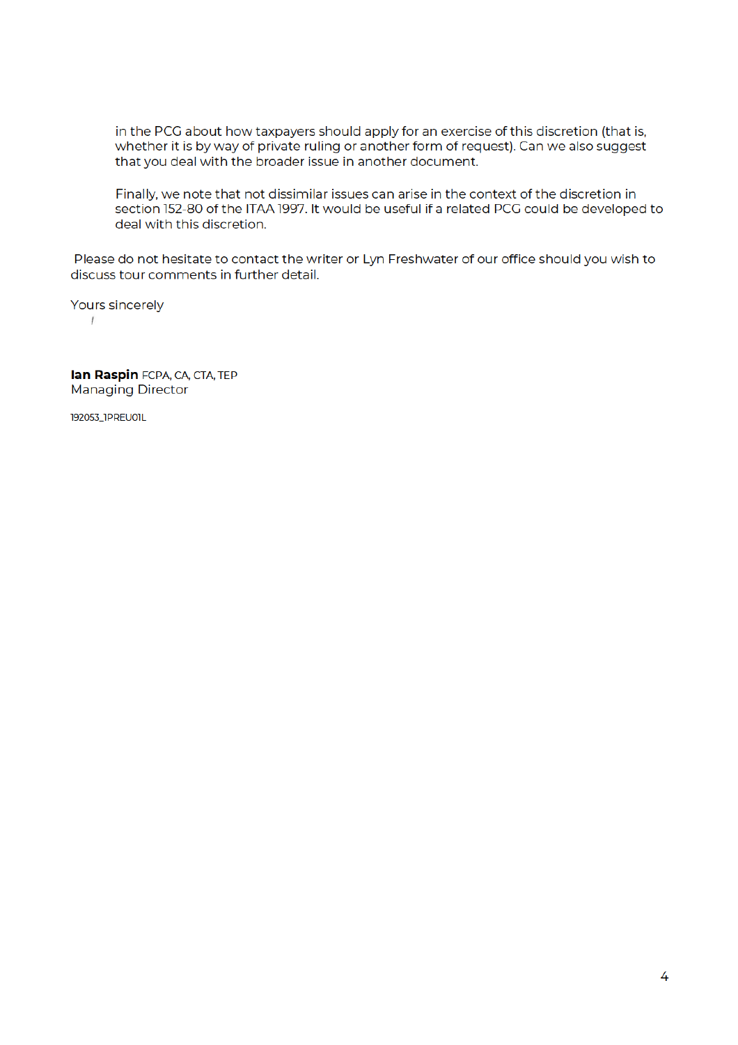in the PCG about how taxpayers should apply for an exercise of this discretion (that is, whether it is by way of private ruling or another form of request). Can we also suggest that you deal with the broader issue in another document.

Finally, we note that not dissimilar issues can arise in the context of the discretion in section 152-80 of the ITAA 1997. It would be useful if a related PCG could be developed to deal with this discretion.

Please do not hesitate to contact the writer or Lyn Freshwater of our office should you wish to discuss tour comments in further detail.

Yours sincerely

**Ian Raspin** FCPA, CA, CTA, TEP
Managing Director

192053_1PREU01L